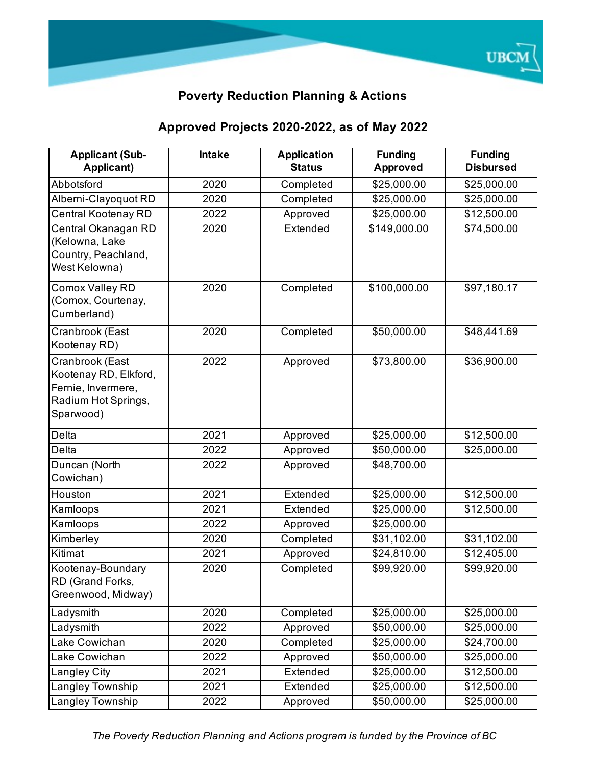# Poverty Reduction Planning & Actions

## Approved Projects 2020-2022, as of May 2022

| Applicant (Sub-Applicant) | Intake | Application Status | Funding Approved | Funding Disbursed |
|---|---|---|---|---|
| Abbotsford | 2020 | Completed | $25,000.00 | $25,000.00 |
| Alberni-Clayoquot RD | 2020 | Completed | $25,000.00 | $25,000.00 |
| Central Kootenay RD | 2022 | Approved | $25,000.00 | $12,500.00 |
| Central Okanagan RD (Kelowna, Lake Country, Peachland, West Kelowna) | 2020 | Extended | $149,000.00 | $74,500.00 |
| Comox Valley RD (Comox, Courtenay, Cumberland) | 2020 | Completed | $100,000.00 | $97,180.17 |
| Cranbrook (East Kootenay RD) | 2020 | Completed | $50,000.00 | $48,441.69 |
| Cranbrook (East Kootenay RD, Elkford, Fernie, Invermere, Radium Hot Springs, Sparwood) | 2022 | Approved | $73,800.00 | $36,900.00 |
| Delta | 2021 | Approved | $25,000.00 | $12,500.00 |
| Delta | 2022 | Approved | $50,000.00 | $25,000.00 |
| Duncan (North Cowichan) | 2022 | Approved | $48,700.00 | |
| Houston | 2021 | Extended | $25,000.00 | $12,500.00 |
| Kamloops | 2021 | Extended | $25,000.00 | $12,500.00 |
| Kamloops | 2022 | Approved | $25,000.00 | |
| Kimberley | 2020 | Completed | $31,102.00 | $31,102.00 |
| Kitimat | 2021 | Approved | $24,810.00 | $12,405.00 |
| Kootenay-Boundary RD (Grand Forks, Greenwood, Midway) | 2020 | Completed | $99,920.00 | $99,920.00 |
| Ladysmith | 2020 | Completed | $25,000.00 | $25,000.00 |
| Ladysmith | 2022 | Approved | $50,000.00 | $25,000.00 |
| Lake Cowichan | 2020 | Completed | $25,000.00 | $24,700.00 |
| Lake Cowichan | 2022 | Approved | $50,000.00 | $25,000.00 |
| Langley City | 2021 | Extended | $25,000.00 | $12,500.00 |
| Langley Township | 2021 | Extended | $25,000.00 | $12,500.00 |
| Langley Township | 2022 | Approved | $50,000.00 | $25,000.00 |

*The Poverty Reduction Planning and Actions program is funded by the Province of BC*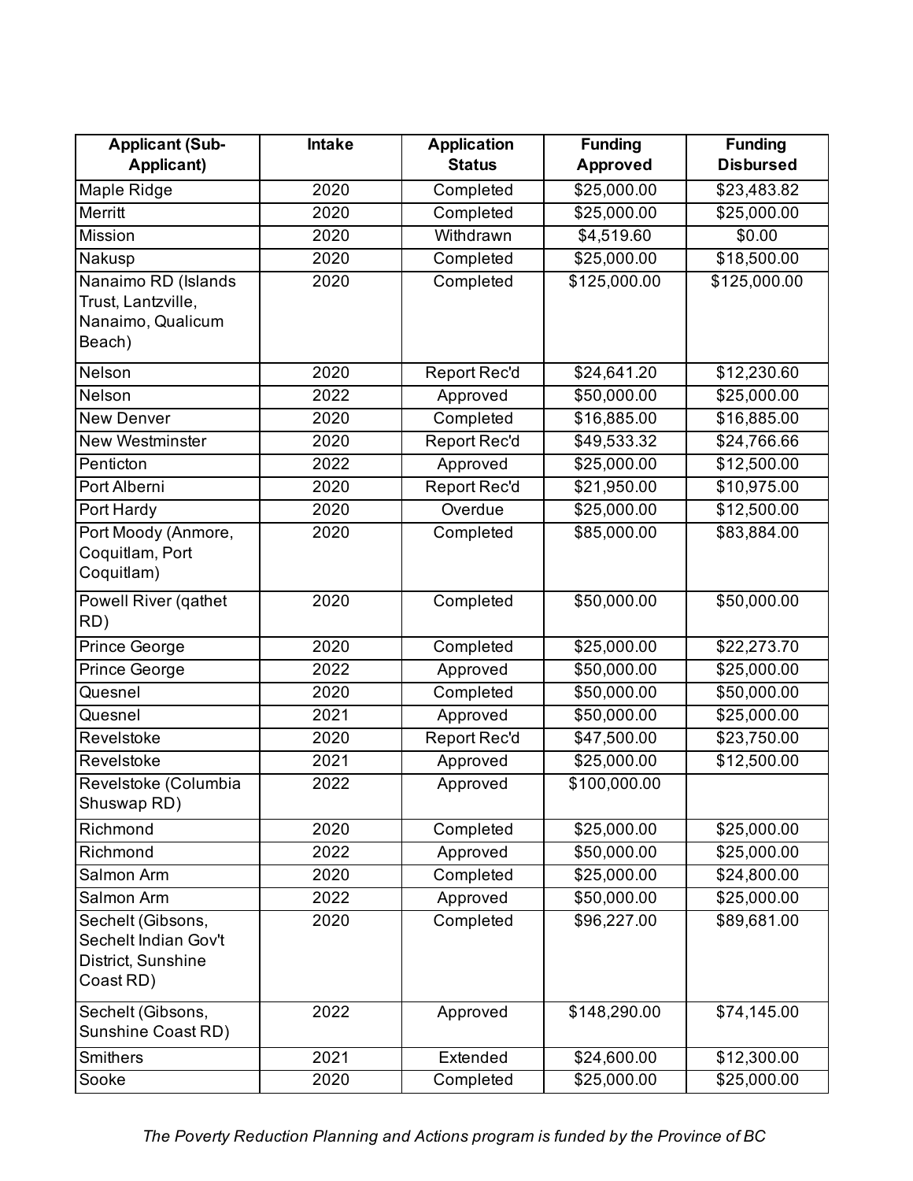| Applicant (Sub-Applicant) | Intake | Application Status | Funding Approved | Funding Disbursed |
|---|---|---|---|---|
| Maple Ridge | 2020 | Completed | $25,000.00 | $23,483.82 |
| Merritt | 2020 | Completed | $25,000.00 | $25,000.00 |
| Mission | 2020 | Withdrawn | $4,519.60 | $0.00 |
| Nakusp | 2020 | Completed | $25,000.00 | $18,500.00 |
| Nanaimo RD (Islands Trust, Lantzville, Nanaimo, Qualicum Beach) | 2020 | Completed | $125,000.00 | $125,000.00 |
| Nelson | 2020 | Report Rec'd | $24,641.20 | $12,230.60 |
| Nelson | 2022 | Approved | $50,000.00 | $25,000.00 |
| New Denver | 2020 | Completed | $16,885.00 | $16,885.00 |
| New Westminster | 2020 | Report Rec'd | $49,533.32 | $24,766.66 |
| Penticton | 2022 | Approved | $25,000.00 | $12,500.00 |
| Port Alberni | 2020 | Report Rec'd | $21,950.00 | $10,975.00 |
| Port Hardy | 2020 | Overdue | $25,000.00 | $12,500.00 |
| Port Moody (Anmore, Coquitlam, Port Coquitlam) | 2020 | Completed | $85,000.00 | $83,884.00 |
| Powell River (qathet RD) | 2020 | Completed | $50,000.00 | $50,000.00 |
| Prince George | 2020 | Completed | $25,000.00 | $22,273.70 |
| Prince George | 2022 | Approved | $50,000.00 | $25,000.00 |
| Quesnel | 2020 | Completed | $50,000.00 | $50,000.00 |
| Quesnel | 2021 | Approved | $50,000.00 | $25,000.00 |
| Revelstoke | 2020 | Report Rec'd | $47,500.00 | $23,750.00 |
| Revelstoke | 2021 | Approved | $25,000.00 | $12,500.00 |
| Revelstoke (Columbia Shuswap RD) | 2022 | Approved | $100,000.00 | |
| Richmond | 2020 | Completed | $25,000.00 | $25,000.00 |
| Richmond | 2022 | Approved | $50,000.00 | $25,000.00 |
| Salmon Arm | 2020 | Completed | $25,000.00 | $24,800.00 |
| Salmon Arm | 2022 | Approved | $50,000.00 | $25,000.00 |
| Sechelt (Gibsons, Sechelt Indian Gov't District, Sunshine Coast RD) | 2020 | Completed | $96,227.00 | $89,681.00 |
| Sechelt (Gibsons, Sunshine Coast RD) | 2022 | Approved | $148,290.00 | $74,145.00 |
| Smithers | 2021 | Extended | $24,600.00 | $12,300.00 |
| Sooke | 2020 | Completed | $25,000.00 | $25,000.00 |

*The Poverty Reduction Planning and Actions program is funded by the Province of BC*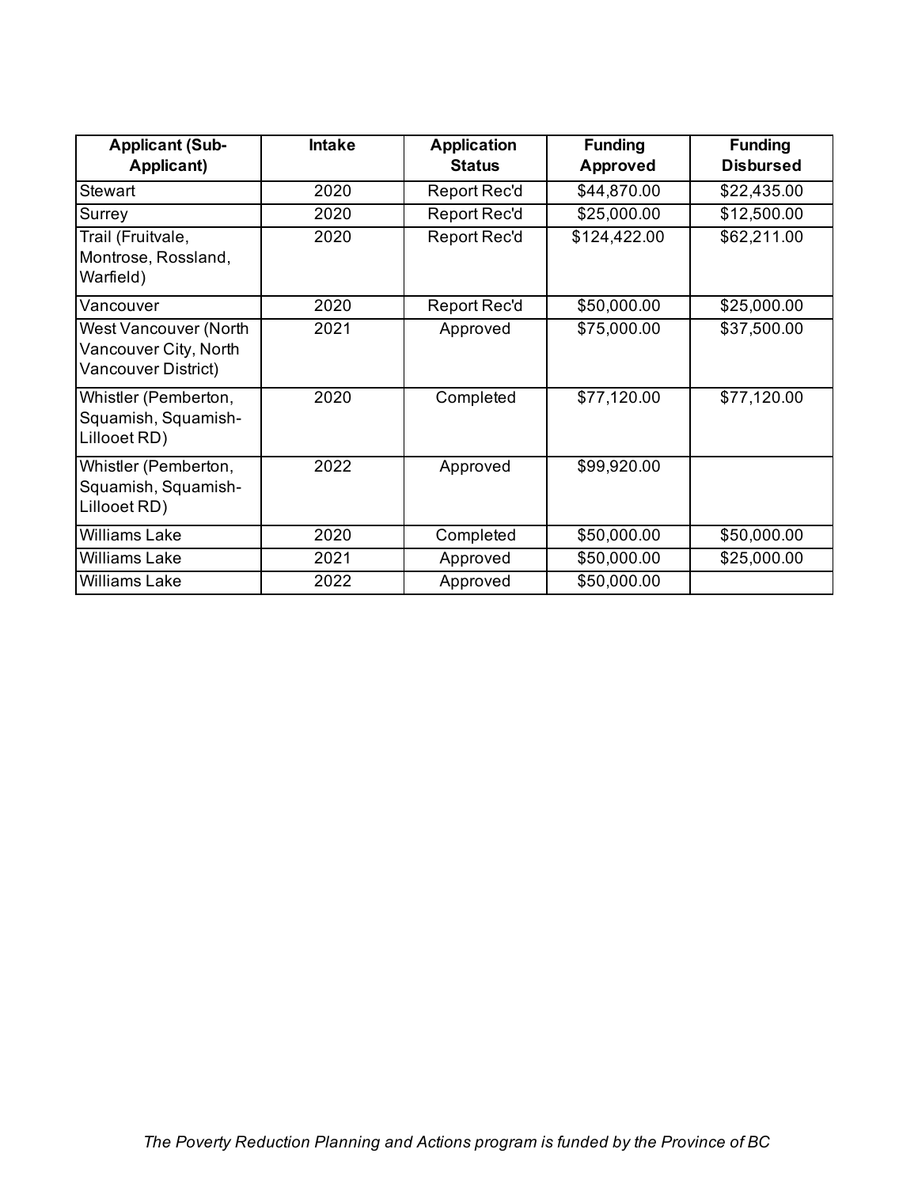| Applicant (Sub-Applicant) | Intake | Application Status | Funding Approved | Funding Disbursed |
|---|---|---|---|---|
| Stewart | 2020 | Report Rec'd | $44,870.00 | $22,435.00 |
| Surrey | 2020 | Report Rec'd | $25,000.00 | $12,500.00 |
| Trail (Fruitvale, Montrose, Rossland, Warfield) | 2020 | Report Rec'd | $124,422.00 | $62,211.00 |
| Vancouver | 2020 | Report Rec'd | $50,000.00 | $25,000.00 |
| West Vancouver (North Vancouver City, North Vancouver District) | 2021 | Approved | $75,000.00 | $37,500.00 |
| Whistler (Pemberton, Squamish, Squamish-Lillooet RD) | 2020 | Completed | $77,120.00 | $77,120.00 |
| Whistler (Pemberton, Squamish, Squamish-Lillooet RD) | 2022 | Approved | $99,920.00 | |
| Williams Lake | 2020 | Completed | $50,000.00 | $50,000.00 |
| Williams Lake | 2021 | Approved | $50,000.00 | $25,000.00 |
| Williams Lake | 2022 | Approved | $50,000.00 | |

*The Poverty Reduction Planning and Actions program is funded by the Province of BC*